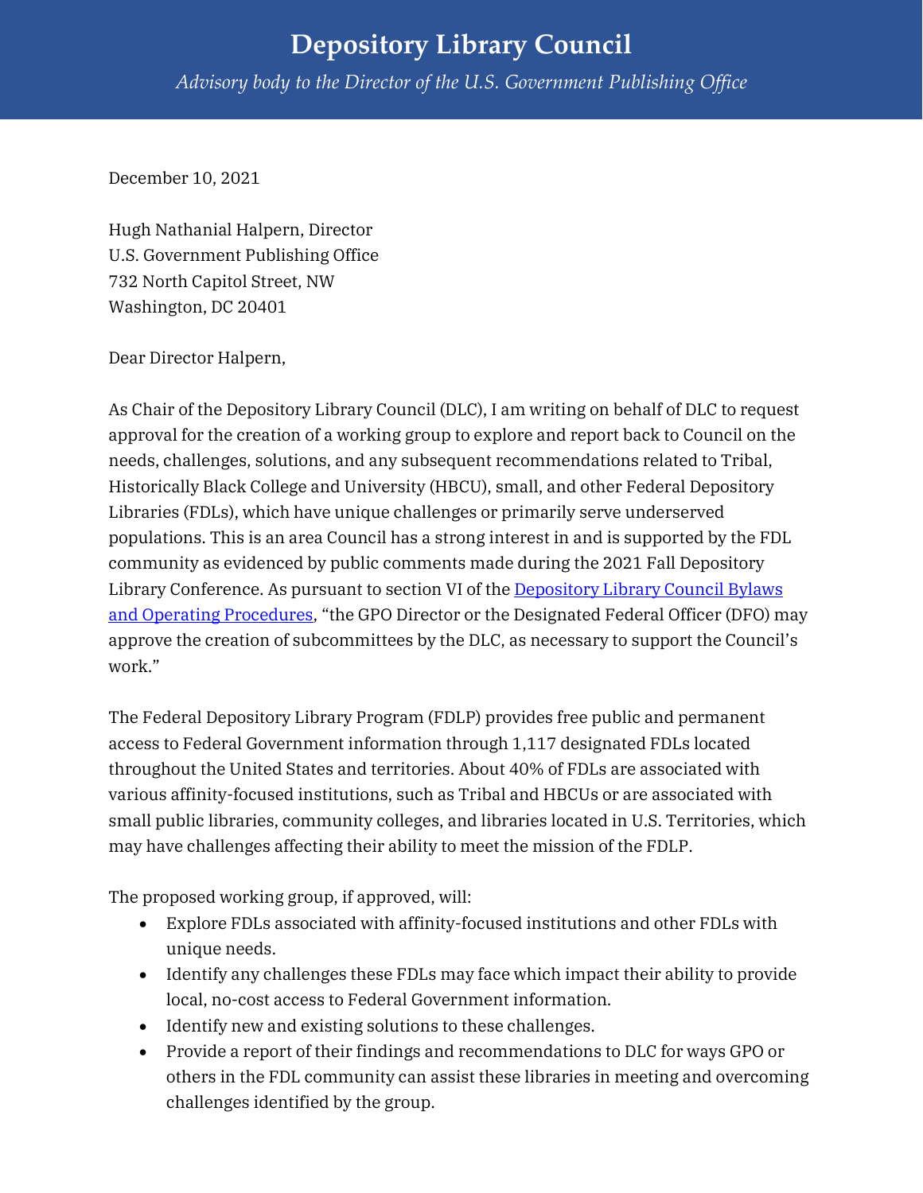# Depository Library Council

*Advisory body to the Director of the U.S. Government Publishing Office*

December 10, 2021

Hugh Nathanial Halpern, Director
U.S. Government Publishing Office
732 North Capitol Street, NW
Washington, DC 20401

Dear Director Halpern,

As Chair of the Depository Library Council (DLC), I am writing on behalf of DLC to request approval for the creation of a working group to explore and report back to Council on the needs, challenges, solutions, and any subsequent recommendations related to Tribal, Historically Black College and University (HBCU), small, and other Federal Depository Libraries (FDLs), which have unique challenges or primarily serve underserved populations. This is an area Council has a strong interest in and is supported by the FDL community as evidenced by public comments made during the 2021 Fall Depository Library Conference. As pursuant to section VI of the [Depository Library Council Bylaws and Operating Procedures](), "the GPO Director or the Designated Federal Officer (DFO) may approve the creation of subcommittees by the DLC, as necessary to support the Council's work."

The Federal Depository Library Program (FDLP) provides free public and permanent access to Federal Government information through 1,117 designated FDLs located throughout the United States and territories. About 40% of FDLs are associated with various affinity-focused institutions, such as Tribal and HBCUs or are associated with small public libraries, community colleges, and libraries located in U.S. Territories, which may have challenges affecting their ability to meet the mission of the FDLP.

The proposed working group, if approved, will:

- Explore FDLs associated with affinity-focused institutions and other FDLs with unique needs.
- Identify any challenges these FDLs may face which impact their ability to provide local, no-cost access to Federal Government information.
- Identify new and existing solutions to these challenges.
- Provide a report of their findings and recommendations to DLC for ways GPO or others in the FDL community can assist these libraries in meeting and overcoming challenges identified by the group.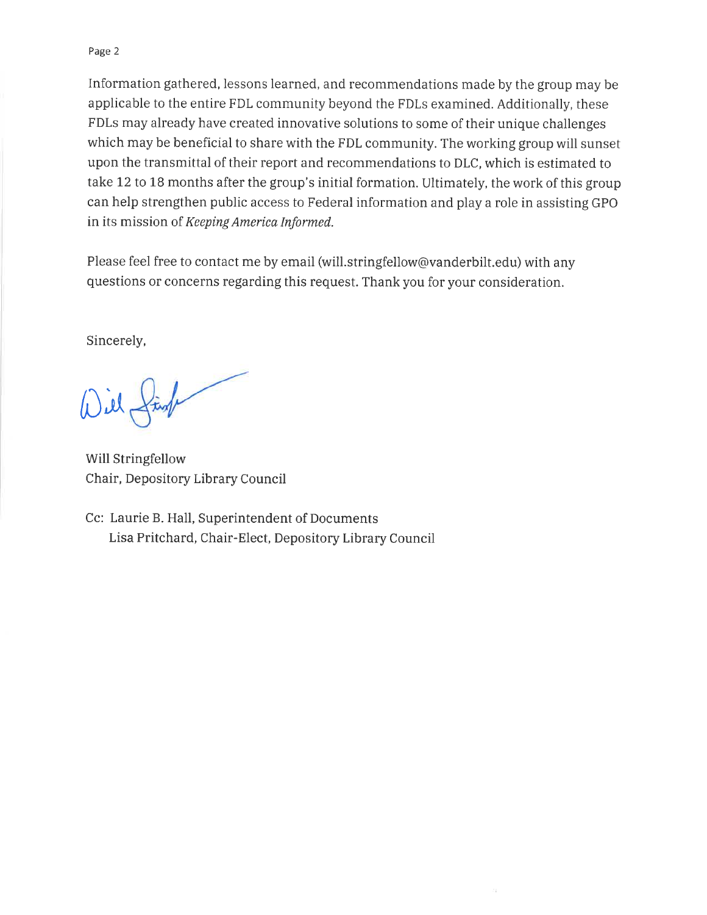Information gathered, lessons learned, and recommendations made by the group may be applicable to the entire FDL community beyond the FDLs examined. Additionally, these FDLs may already have created innovative solutions to some of their unique challenges which may be beneficial to share with the FDL community. The working group will sunset upon the transmittal of their report and recommendations to DLC, which is estimated to take 12 to 18 months after the group's initial formation. Ultimately, the work of this group can help strengthen public access to Federal information and play a role in assisting GPO in its mission of *Keeping America Informed.*

Please feel free to contact me by email (will.stringfellow@vanderbilt.edu) with any questions or concerns regarding this request. Thank you for your consideration.

Sincerely,

Will Stringfellow
Chair, Depository Library Council

Cc: Laurie B. Hall, Superintendent of Documents
Lisa Pritchard, Chair-Elect, Depository Library Council